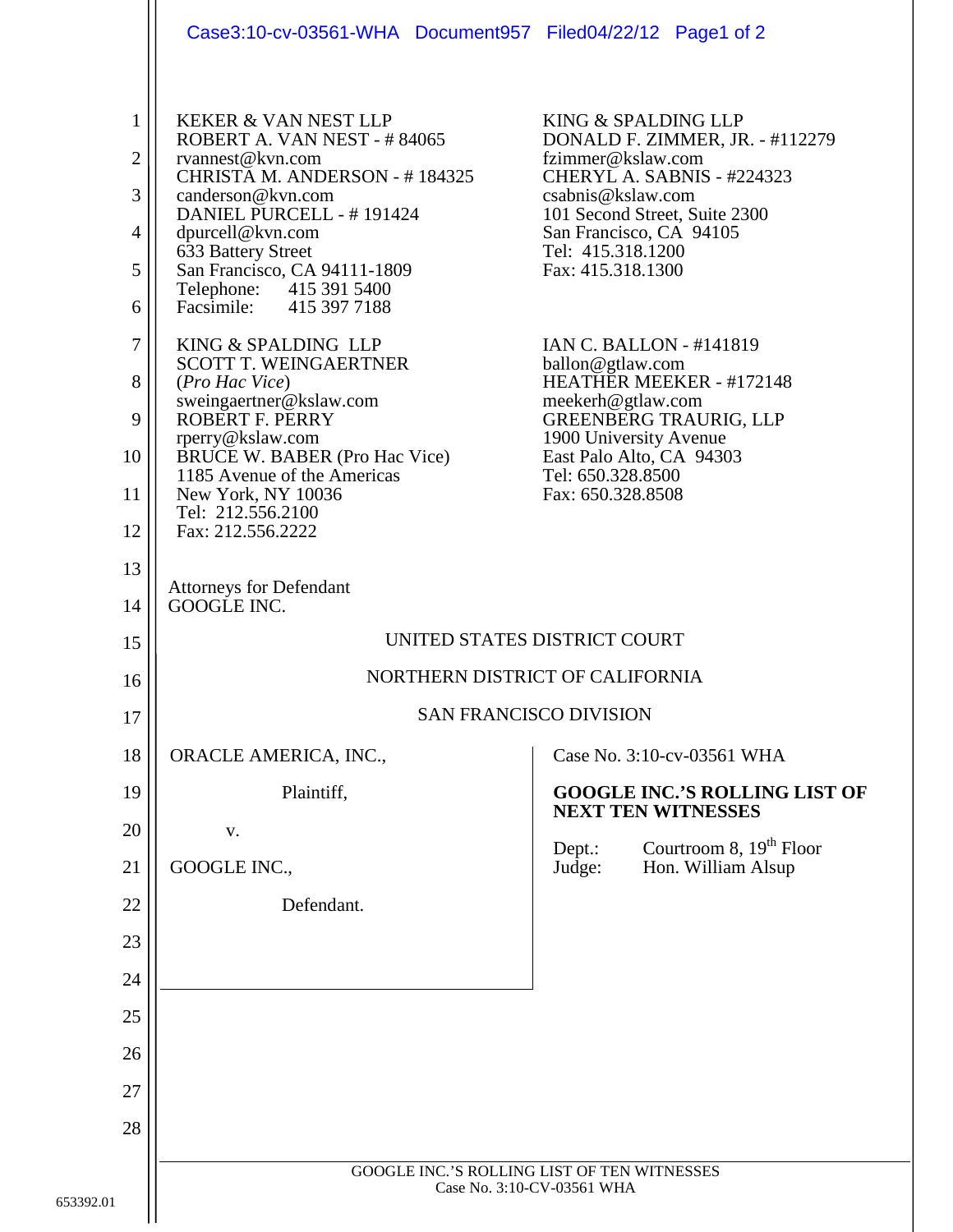KEKER & VAN NEST LLP
ROBERT A. VAN NEST - # 84065
rvannest@kvn.com
CHRISTA M. ANDERSON - # 184325
canderson@kvn.com
DANIEL PURCELL - # 191424
dpurcell@kvn.com
633 Battery Street
San Francisco, CA 94111-1809
Telephone: 415 391 5400
Facsimile: 415 397 7188

KING & SPALDING LLP
SCOTT T. WEINGAERTNER
(*Pro Hac Vice*)
sweingaertner@kslaw.com
ROBERT F. PERRY
rperry@kslaw.com
BRUCE W. BABER (Pro Hac Vice)
1185 Avenue of the Americas
New York, NY 10036
Tel: 212.556.2100
Fax: 212.556.2222

KING & SPALDING LLP
DONALD F. ZIMMER, JR. - #112279
fzimmer@kslaw.com
CHERYL A. SABNIS - #224323
csabnis@kslaw.com
101 Second Street, Suite 2300
San Francisco, CA 94105
Tel: 415.318.1200
Fax: 415.318.1300

IAN C. BALLON - #141819
ballon@gtlaw.com
HEATHER MEEKER - #172148
meekerh@gtlaw.com
GREENBERG TRAURIG, LLP
1900 University Avenue
East Palo Alto, CA 94303
Tel: 650.328.8500
Fax: 650.328.8508

Attorneys for Defendant
GOOGLE INC.

UNITED STATES DISTRICT COURT

NORTHERN DISTRICT OF CALIFORNIA

SAN FRANCISCO DIVISION

ORACLE AMERICA, INC.,

Plaintiff,

v.

GOOGLE INC.,

Defendant.

Case No. 3:10-cv-03561 WHA

**GOOGLE INC.'S ROLLING LIST OF NEXT TEN WITNESSES**

Dept.: Courtroom 8, 19th Floor
Judge: Hon. William Alsup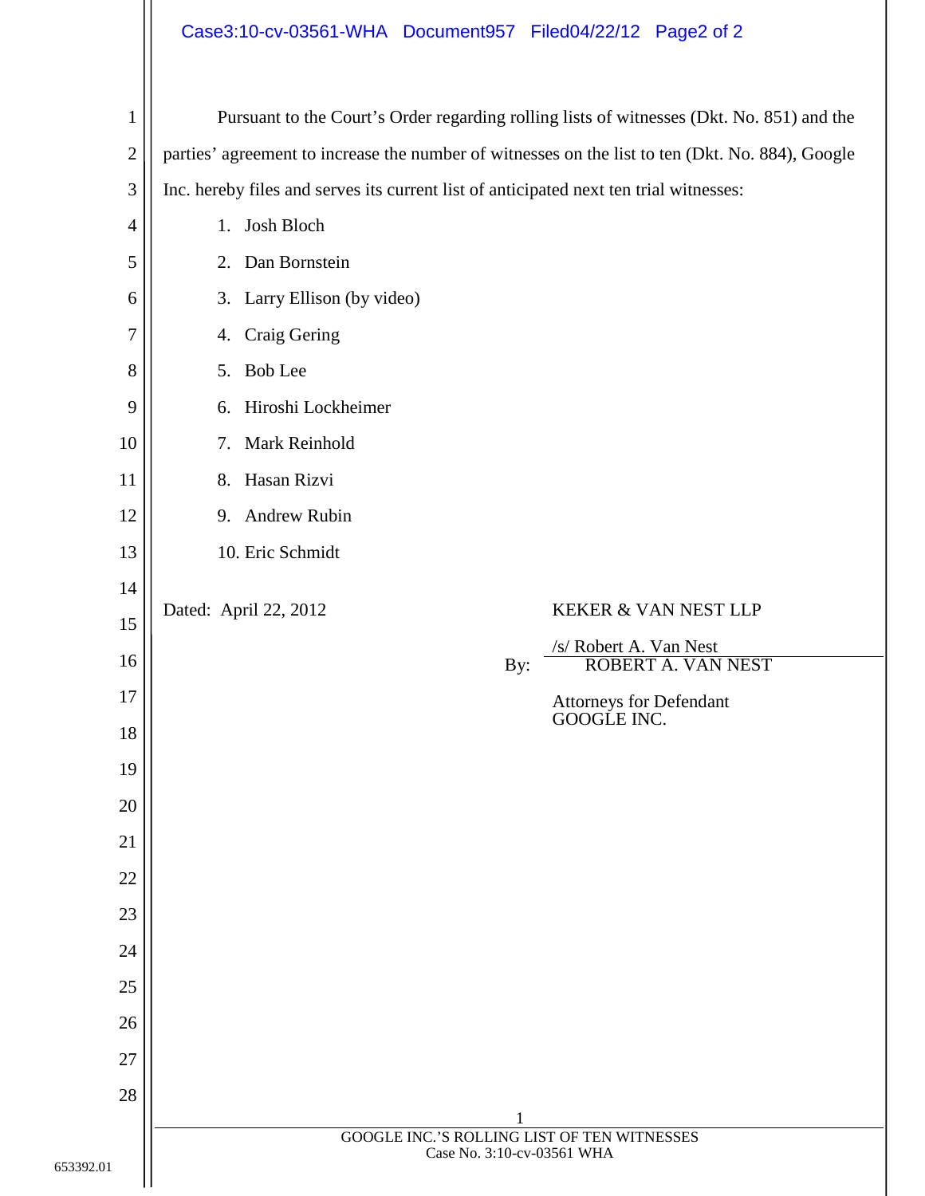Pursuant to the Court's Order regarding rolling lists of witnesses (Dkt. No. 851) and the parties' agreement to increase the number of witnesses on the list to ten (Dkt. No. 884), Google Inc. hereby files and serves its current list of anticipated next ten trial witnesses:

1. Josh Bloch
2. Dan Bornstein
3. Larry Ellison (by video)
4. Craig Gering
5. Bob Lee
6. Hiroshi Lockheimer
7. Mark Reinhold
8. Hasan Rizvi
9. Andrew Rubin
10. Eric Schmidt

Dated: April 22, 2012

KEKER & VAN NEST LLP

By: /s/ Robert A. Van Nest
ROBERT A. VAN NEST

Attorneys for Defendant
GOOGLE INC.